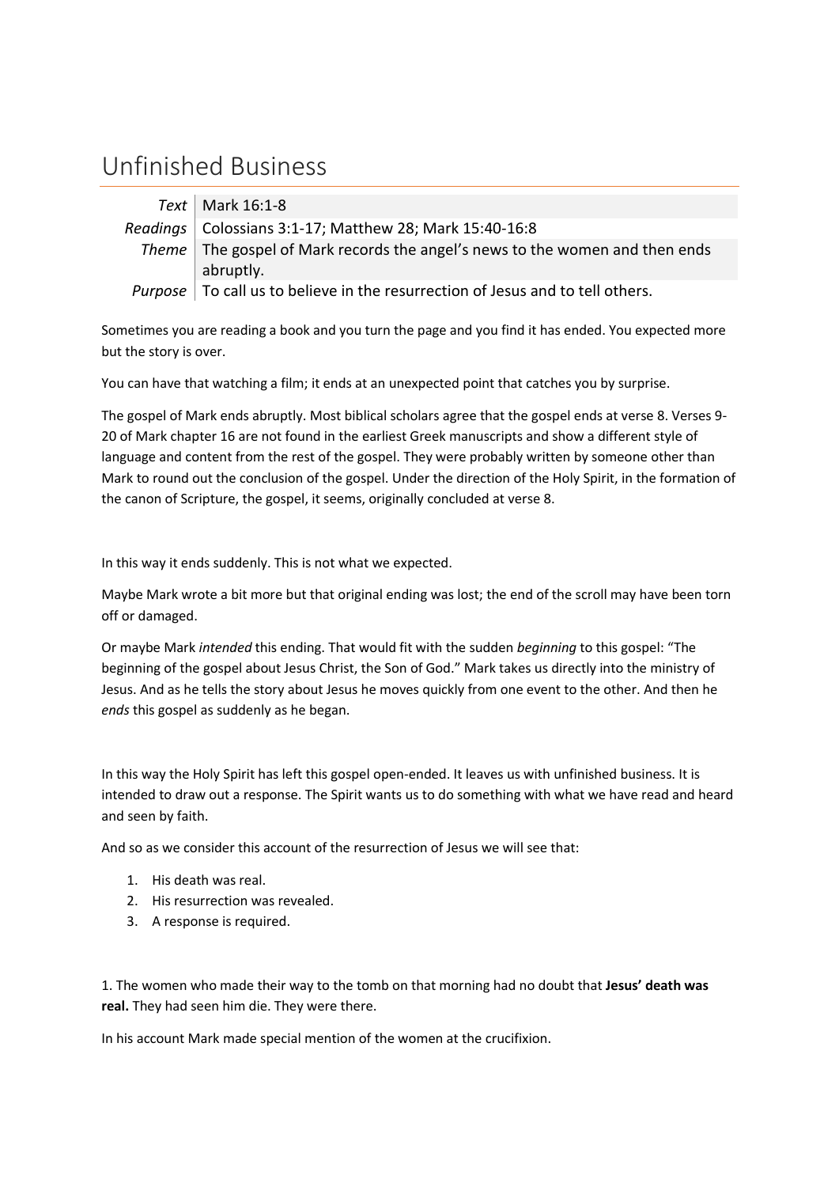# Unfinished Business

| | |
|---|---|
| *Text* | Mark 16:1-8 |
| *Readings* | Colossians 3:1-17; Matthew 28; Mark 15:40-16:8 |
| *Theme* | The gospel of Mark records the angel's news to the women and then ends abruptly. |
| *Purpose* | To call us to believe in the resurrection of Jesus and to tell others. |

Sometimes you are reading a book and you turn the page and you find it has ended. You expected more but the story is over.

You can have that watching a film; it ends at an unexpected point that catches you by surprise.

The gospel of Mark ends abruptly. Most biblical scholars agree that the gospel ends at verse 8. Verses 9-20 of Mark chapter 16 are not found in the earliest Greek manuscripts and show a different style of language and content from the rest of the gospel. They were probably written by someone other than Mark to round out the conclusion of the gospel. Under the direction of the Holy Spirit, in the formation of the canon of Scripture, the gospel, it seems, originally concluded at verse 8.

In this way it ends suddenly. This is not what we expected.

Maybe Mark wrote a bit more but that original ending was lost; the end of the scroll may have been torn off or damaged.

Or maybe Mark *intended* this ending. That would fit with the sudden *beginning* to this gospel: "The beginning of the gospel about Jesus Christ, the Son of God." Mark takes us directly into the ministry of Jesus. And as he tells the story about Jesus he moves quickly from one event to the other. And then he *ends* this gospel as suddenly as he began.

In this way the Holy Spirit has left this gospel open-ended. It leaves us with unfinished business. It is intended to draw out a response. The Spirit wants us to do something with what we have read and heard and seen by faith.

And so as we consider this account of the resurrection of Jesus we will see that:

1. His death was real.
2. His resurrection was revealed.
3. A response is required.

1. The women who made their way to the tomb on that morning had no doubt that **Jesus' death was real.** They had seen him die. They were there.

In his account Mark made special mention of the women at the crucifixion.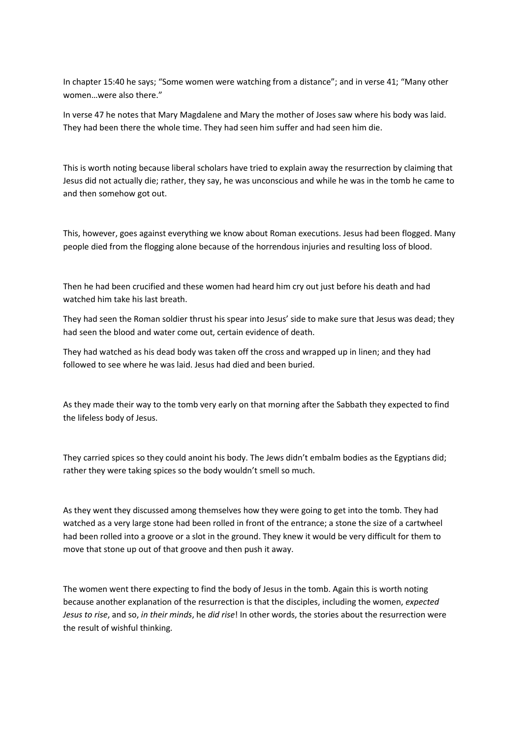In chapter 15:40 he says; “Some women were watching from a distance”; and in verse 41; “Many other women…were also there.”

In verse 47 he notes that Mary Magdalene and Mary the mother of Joses saw where his body was laid. They had been there the whole time. They had seen him suffer and had seen him die.

This is worth noting because liberal scholars have tried to explain away the resurrection by claiming that Jesus did not actually die; rather, they say, he was unconscious and while he was in the tomb he came to and then somehow got out.

This, however, goes against everything we know about Roman executions. Jesus had been flogged. Many people died from the flogging alone because of the horrendous injuries and resulting loss of blood.

Then he had been crucified and these women had heard him cry out just before his death and had watched him take his last breath.

They had seen the Roman soldier thrust his spear into Jesus’ side to make sure that Jesus was dead; they had seen the blood and water come out, certain evidence of death.

They had watched as his dead body was taken off the cross and wrapped up in linen; and they had followed to see where he was laid. Jesus had died and been buried.

As they made their way to the tomb very early on that morning after the Sabbath they expected to find the lifeless body of Jesus.

They carried spices so they could anoint his body. The Jews didn’t embalm bodies as the Egyptians did; rather they were taking spices so the body wouldn’t smell so much.

As they went they discussed among themselves how they were going to get into the tomb. They had watched as a very large stone had been rolled in front of the entrance; a stone the size of a cartwheel had been rolled into a groove or a slot in the ground. They knew it would be very difficult for them to move that stone up out of that groove and then push it away.

The women went there expecting to find the body of Jesus in the tomb. Again this is worth noting because another explanation of the resurrection is that the disciples, including the women, *expected Jesus to rise*, and so, *in their minds*, he *did rise*! In other words, the stories about the resurrection were the result of wishful thinking.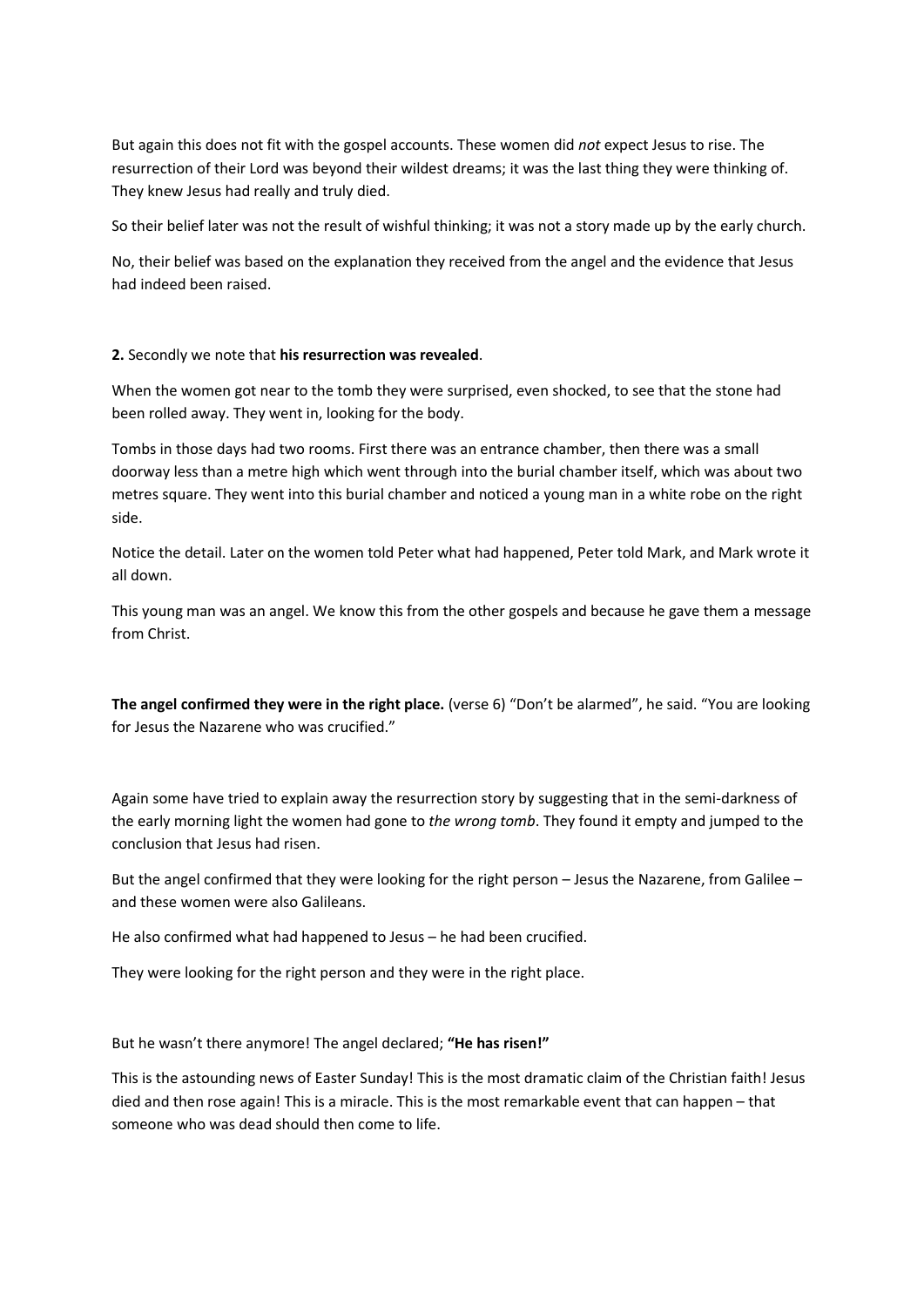But again this does not fit with the gospel accounts. These women did *not* expect Jesus to rise. The resurrection of their Lord was beyond their wildest dreams; it was the last thing they were thinking of. They knew Jesus had really and truly died.

So their belief later was not the result of wishful thinking; it was not a story made up by the early church.

No, their belief was based on the explanation they received from the angel and the evidence that Jesus had indeed been raised.

**2.** Secondly we note that **his resurrection was revealed**.

When the women got near to the tomb they were surprised, even shocked, to see that the stone had been rolled away. They went in, looking for the body.

Tombs in those days had two rooms. First there was an entrance chamber, then there was a small doorway less than a metre high which went through into the burial chamber itself, which was about two metres square. They went into this burial chamber and noticed a young man in a white robe on the right side.

Notice the detail. Later on the women told Peter what had happened, Peter told Mark, and Mark wrote it all down.

This young man was an angel. We know this from the other gospels and because he gave them a message from Christ.

**The angel confirmed they were in the right place.** (verse 6) "Don't be alarmed", he said. "You are looking for Jesus the Nazarene who was crucified."

Again some have tried to explain away the resurrection story by suggesting that in the semi-darkness of the early morning light the women had gone to *the wrong tomb*. They found it empty and jumped to the conclusion that Jesus had risen.

But the angel confirmed that they were looking for the right person – Jesus the Nazarene, from Galilee – and these women were also Galileans.

He also confirmed what had happened to Jesus – he had been crucified.

They were looking for the right person and they were in the right place.

But he wasn't there anymore! The angel declared; **"He has risen!"**

This is the astounding news of Easter Sunday! This is the most dramatic claim of the Christian faith! Jesus died and then rose again! This is a miracle. This is the most remarkable event that can happen – that someone who was dead should then come to life.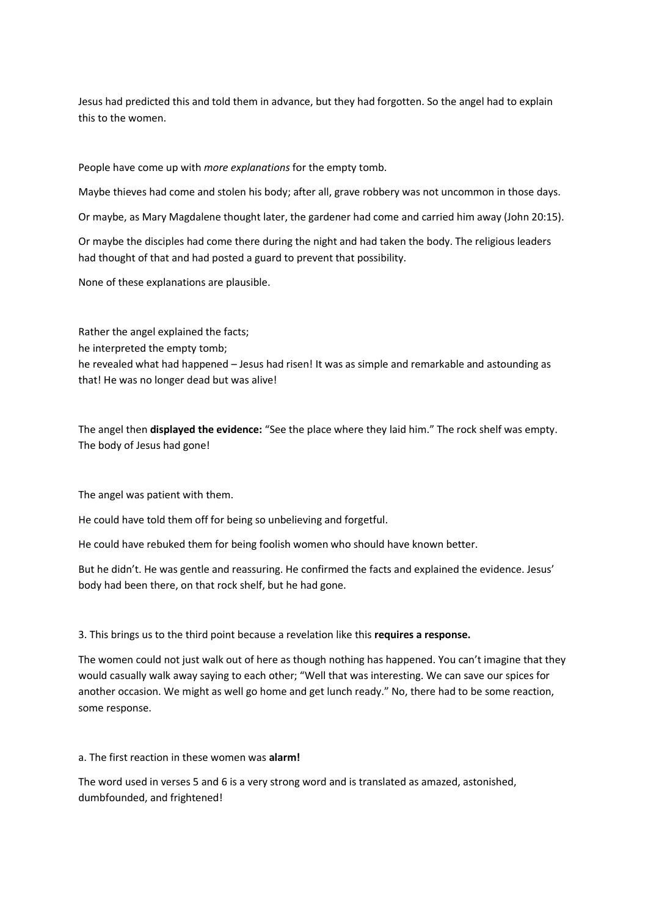Jesus had predicted this and told them in advance, but they had forgotten. So the angel had to explain this to the women.

People have come up with *more explanations* for the empty tomb.

Maybe thieves had come and stolen his body; after all, grave robbery was not uncommon in those days.

Or maybe, as Mary Magdalene thought later, the gardener had come and carried him away (John 20:15).

Or maybe the disciples had come there during the night and had taken the body. The religious leaders had thought of that and had posted a guard to prevent that possibility.

None of these explanations are plausible.

Rather the angel explained the facts;
he interpreted the empty tomb;
he revealed what had happened – Jesus had risen! It was as simple and remarkable and astounding as that! He was no longer dead but was alive!

The angel then **displayed the evidence:** "See the place where they laid him." The rock shelf was empty. The body of Jesus had gone!

The angel was patient with them.

He could have told them off for being so unbelieving and forgetful.

He could have rebuked them for being foolish women who should have known better.

But he didn't. He was gentle and reassuring. He confirmed the facts and explained the evidence. Jesus' body had been there, on that rock shelf, but he had gone.

3. This brings us to the third point because a revelation like this **requires a response.**

The women could not just walk out of here as though nothing has happened. You can't imagine that they would casually walk away saying to each other; "Well that was interesting. We can save our spices for another occasion. We might as well go home and get lunch ready." No, there had to be some reaction, some response.

a. The first reaction in these women was **alarm!**

The word used in verses 5 and 6 is a very strong word and is translated as amazed, astonished, dumbfounded, and frightened!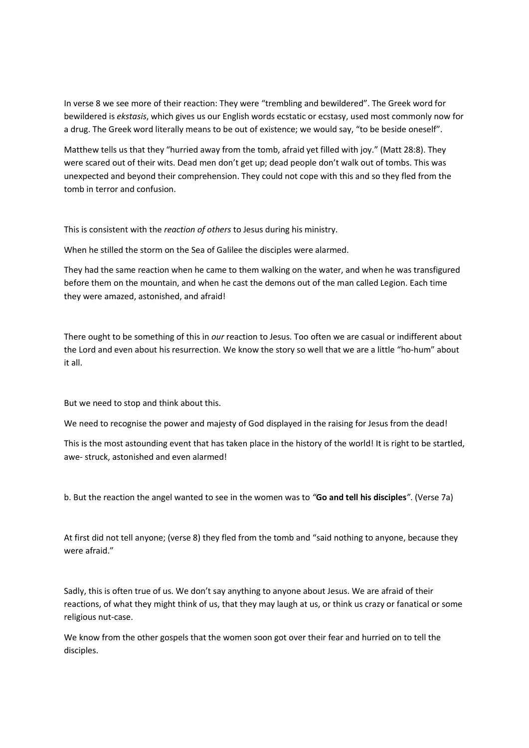In verse 8 we see more of their reaction: They were "trembling and bewildered". The Greek word for bewildered is *ekstasis*, which gives us our English words ecstatic or ecstasy, used most commonly now for a drug. The Greek word literally means to be out of existence; we would say, "to be beside oneself".

Matthew tells us that they "hurried away from the tomb, afraid yet filled with joy." (Matt 28:8). They were scared out of their wits. Dead men don't get up; dead people don't walk out of tombs. This was unexpected and beyond their comprehension. They could not cope with this and so they fled from the tomb in terror and confusion.

This is consistent with the *reaction of others* to Jesus during his ministry.

When he stilled the storm on the Sea of Galilee the disciples were alarmed.

They had the same reaction when he came to them walking on the water, and when he was transfigured before them on the mountain, and when he cast the demons out of the man called Legion. Each time they were amazed, astonished, and afraid!

There ought to be something of this in *our* reaction to Jesus. Too often we are casual or indifferent about the Lord and even about his resurrection. We know the story so well that we are a little "ho-hum" about it all.

But we need to stop and think about this.

We need to recognise the power and majesty of God displayed in the raising for Jesus from the dead!

This is the most astounding event that has taken place in the history of the world! It is right to be startled, awe- struck, astonished and even alarmed!

b. But the reaction the angel wanted to see in the women was to *"***Go and tell his disciples***"*. (Verse 7a)

At first did not tell anyone; (verse 8) they fled from the tomb and "said nothing to anyone, because they were afraid."

Sadly, this is often true of us. We don't say anything to anyone about Jesus. We are afraid of their reactions, of what they might think of us, that they may laugh at us, or think us crazy or fanatical or some religious nut-case.

We know from the other gospels that the women soon got over their fear and hurried on to tell the disciples.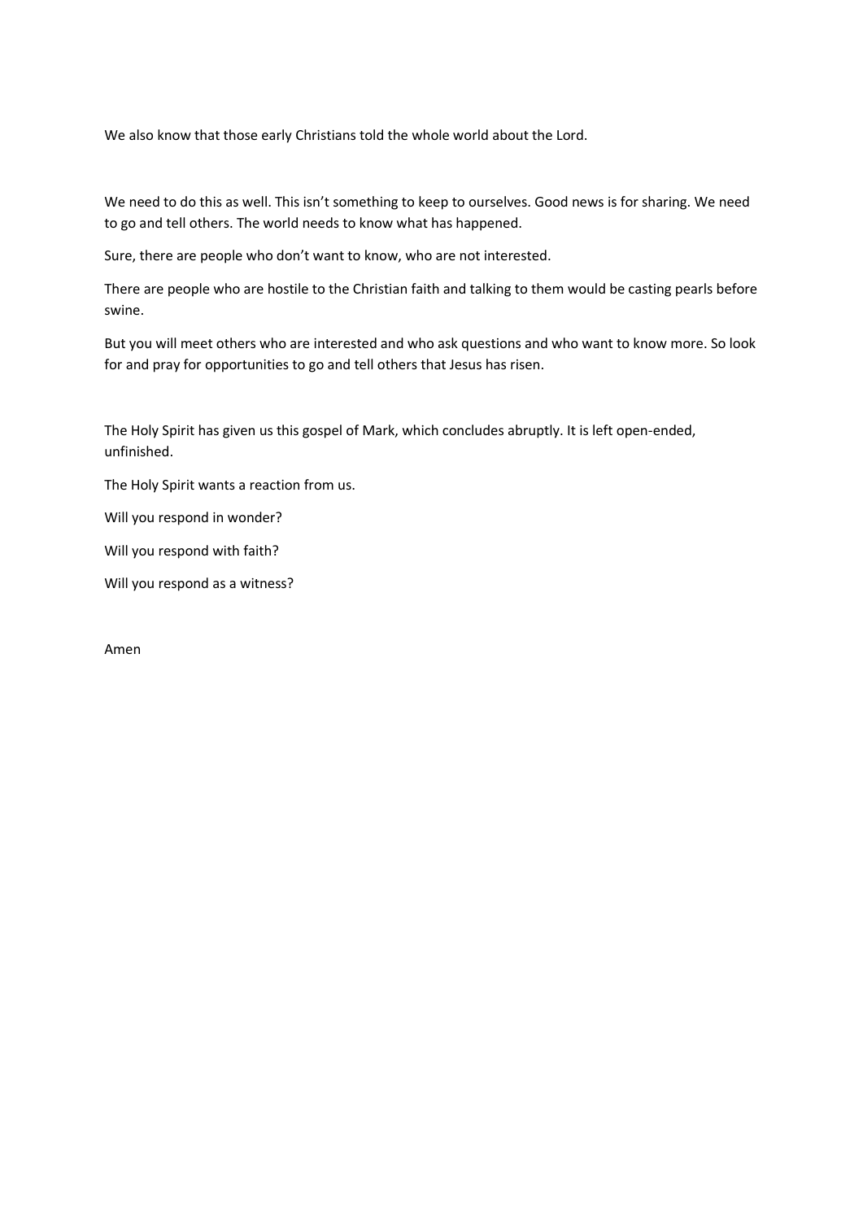We also know that those early Christians told the whole world about the Lord.

We need to do this as well. This isn't something to keep to ourselves. Good news is for sharing. We need to go and tell others. The world needs to know what has happened.

Sure, there are people who don't want to know, who are not interested.

There are people who are hostile to the Christian faith and talking to them would be casting pearls before swine.

But you will meet others who are interested and who ask questions and who want to know more. So look for and pray for opportunities to go and tell others that Jesus has risen.

The Holy Spirit has given us this gospel of Mark, which concludes abruptly. It is left open-ended, unfinished.

The Holy Spirit wants a reaction from us.

Will you respond in wonder?

Will you respond with faith?

Will you respond as a witness?

Amen